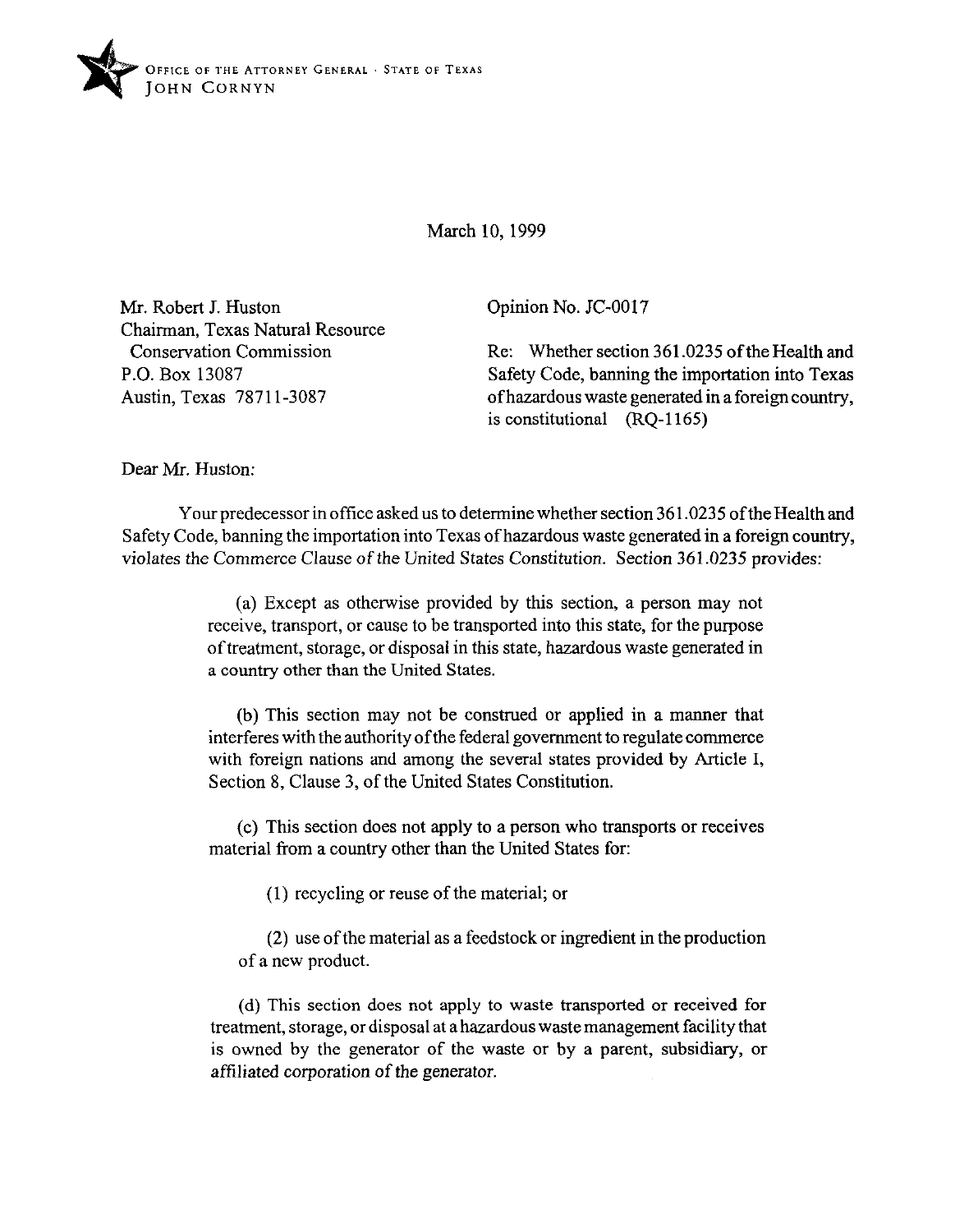OFFICE OF THE ATTORNEY GENERAL · STATE OF TEXAS
JOHN CORNYN

March 10, 1999

Mr. Robert J. Huston
Chairman, Texas Natural Resource
Conservation Commission
P.O. Box 13087
Austin, Texas 78711-3087

Opinion No. JC-0017

Re: Whether section 361.0235 of the Health and Safety Code, banning the importation into Texas of hazardous waste generated in a foreign country, is constitutional (RQ-1165)

Dear Mr. Huston:

Your predecessor in office asked us to determine whether section 361.0235 of the Health and Safety Code, banning the importation into Texas of hazardous waste generated in a foreign country, violates the Commerce Clause of the United States Constitution. Section 361.0235 provides:

> (a) Except as otherwise provided by this section, a person may not receive, transport, or cause to be transported into this state, for the purpose of treatment, storage, or disposal in this state, hazardous waste generated in a country other than the United States.
>
> (b) This section may not be construed or applied in a manner that interferes with the authority of the federal government to regulate commerce with foreign nations and among the several states provided by Article I, Section 8, Clause 3, of the United States Constitution.
>
> (c) This section does not apply to a person who transports or receives material from a country other than the United States for:
>
> (1) recycling or reuse of the material; or
>
> (2) use of the material as a feedstock or ingredient in the production of a new product.
>
> (d) This section does not apply to waste transported or received for treatment, storage, or disposal at a hazardous waste management facility that is owned by the generator of the waste or by a parent, subsidiary, or affiliated corporation of the generator.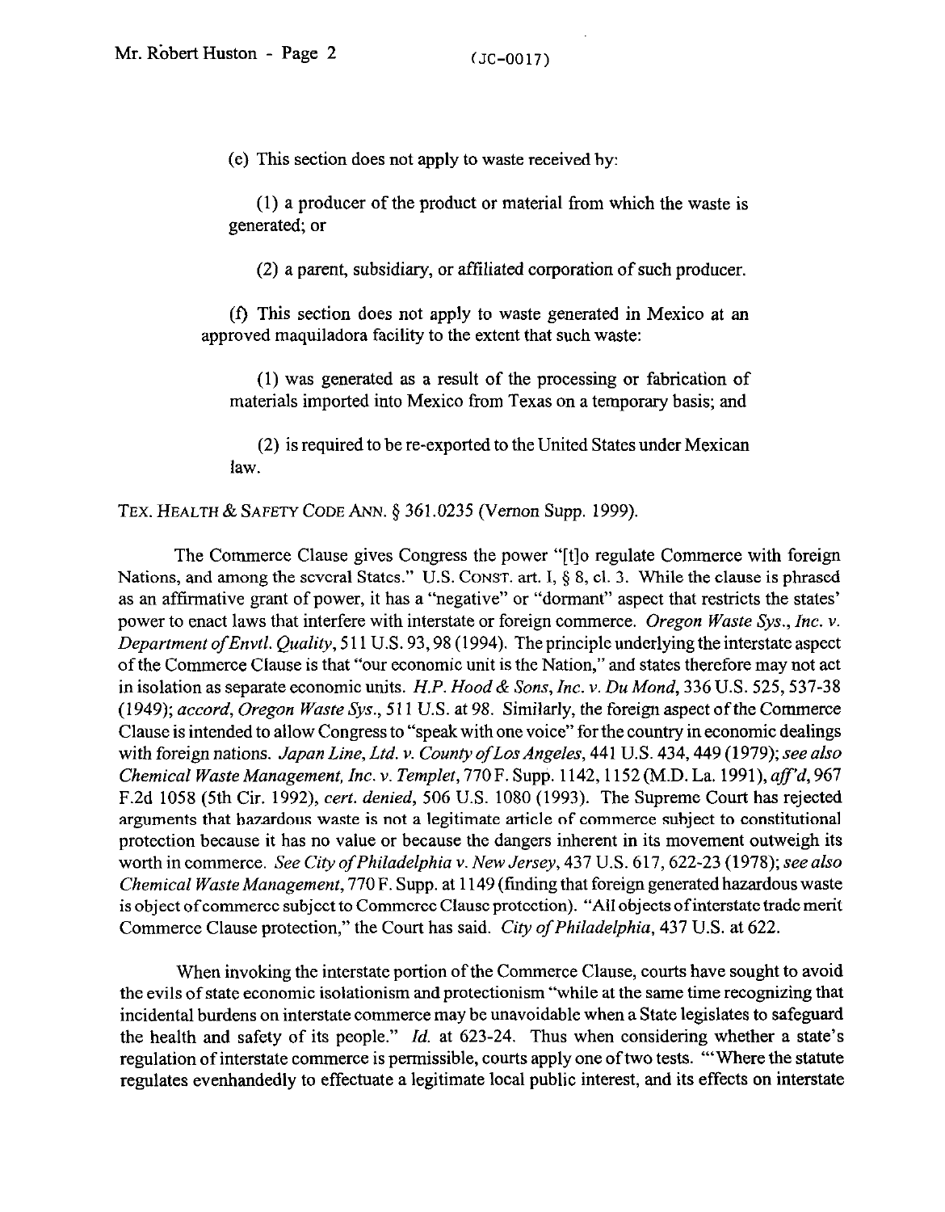(e) This section does not apply to waste received by:

(1) a producer of the product or material from which the waste is generated; or

(2) a parent, subsidiary, or affiliated corporation of such producer.

(f) This section does not apply to waste generated in Mexico at an approved maquiladora facility to the extent that such waste:

(1) was generated as a result of the processing or fabrication of materials imported into Mexico from Texas on a temporary basis; and

(2) is required to be re-exported to the United States under Mexican law.

TEX. HEALTH & SAFETY CODE ANN. § 361.0235 (Vernon Supp. 1999).

The Commerce Clause gives Congress the power "[t]o regulate Commerce with foreign Nations, and among the several States." U.S. CONST. art. I, § 8, cl. 3. While the clause is phrased as an affirmative grant of power, it has a "negative" or "dormant" aspect that restricts the states' power to enact laws that interfere with interstate or foreign commerce. *Oregon Waste Sys., Inc. v. Department of Envtl. Quality*, 511 U.S. 93, 98 (1994). The principle underlying the interstate aspect of the Commerce Clause is that "our economic unit is the Nation," and states therefore may not act in isolation as separate economic units. *H.P. Hood & Sons, Inc. v. Du Mond*, 336 U.S. 525, 537-38 (1949); *accord, Oregon Waste Sys.*, 511 U.S. at 98. Similarly, the foreign aspect of the Commerce Clause is intended to allow Congress to "speak with one voice" for the country in economic dealings with foreign nations. *Japan Line, Ltd. v. County of Los Angeles*, 441 U.S. 434, 449 (1979); *see also Chemical Waste Management, Inc. v. Templet*, 770 F. Supp. 1142, 1152 (M.D. La. 1991), *aff'd*, 967 F.2d 1058 (5th Cir. 1992), *cert. denied*, 506 U.S. 1080 (1993). The Supreme Court has rejected arguments that hazardous waste is not a legitimate article of commerce subject to constitutional protection because it has no value or because the dangers inherent in its movement outweigh its worth in commerce. *See City of Philadelphia v. New Jersey*, 437 U.S. 617, 622-23 (1978); *see also Chemical Waste Management*, 770 F. Supp. at 1149 (finding that foreign generated hazardous waste is object of commerce subject to Commerce Clause protection). "All objects of interstate trade merit Commerce Clause protection," the Court has said. *City of Philadelphia*, 437 U.S. at 622.

When invoking the interstate portion of the Commerce Clause, courts have sought to avoid the evils of state economic isolationism and protectionism "while at the same time recognizing that incidental burdens on interstate commerce may be unavoidable when a State legislates to safeguard the health and safety of its people." *Id.* at 623-24. Thus when considering whether a state's regulation of interstate commerce is permissible, courts apply one of two tests. "'Where the statute regulates evenhandedly to effectuate a legitimate local public interest, and its effects on interstate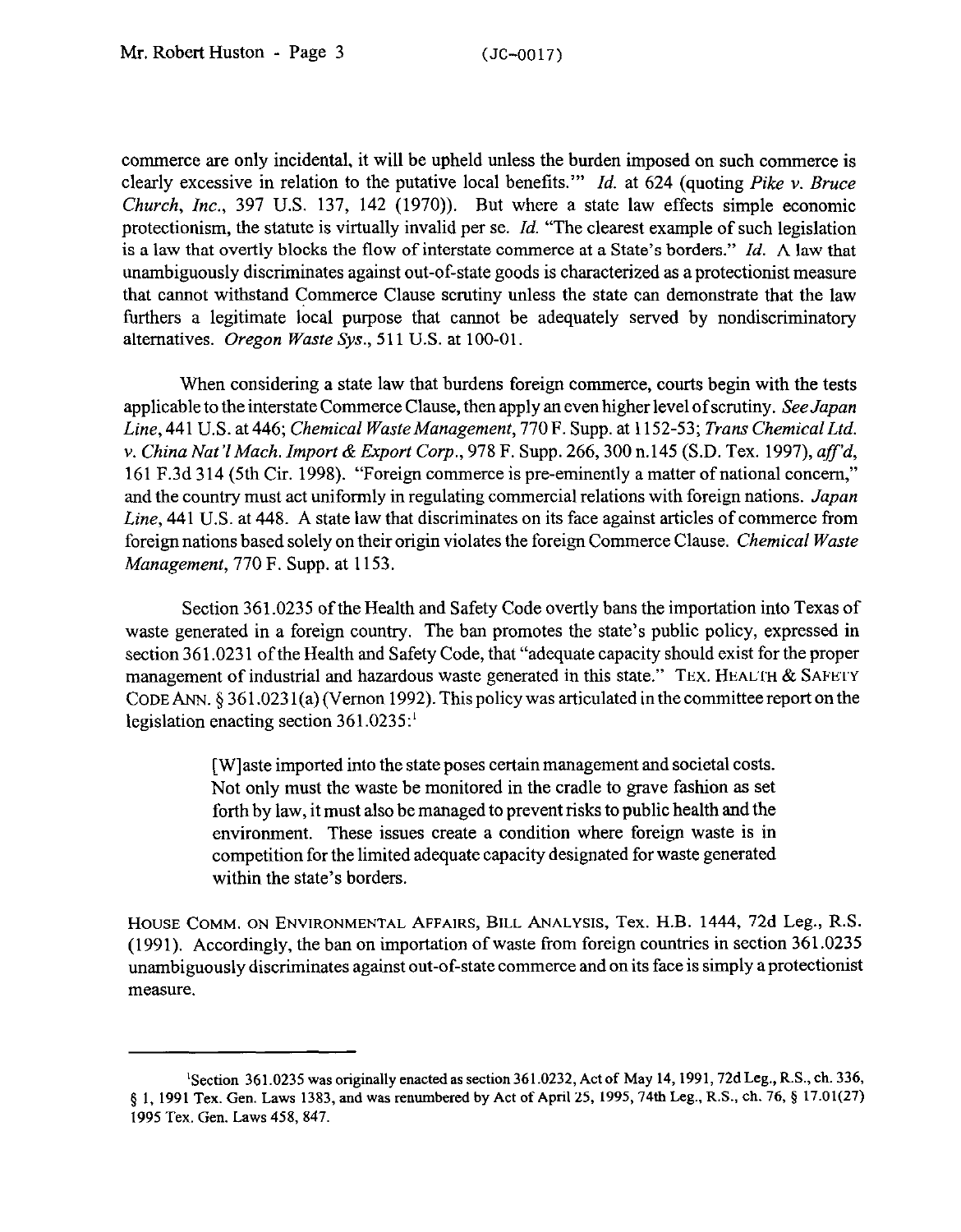commerce are only incidental, it will be upheld unless the burden imposed on such commerce is clearly excessive in relation to the putative local benefits.'" *Id.* at 624 (quoting *Pike v. Bruce Church, Inc.*, 397 U.S. 137, 142 (1970)). But where a state law effects simple economic protectionism, the statute is virtually invalid per se. *Id.* "The clearest example of such legislation is a law that overtly blocks the flow of interstate commerce at a State's borders." *Id.* A law that unambiguously discriminates against out-of-state goods is characterized as a protectionist measure that cannot withstand Commerce Clause scrutiny unless the state can demonstrate that the law furthers a legitimate local purpose that cannot be adequately served by nondiscriminatory alternatives. *Oregon Waste Sys.*, 511 U.S. at 100-01.

When considering a state law that burdens foreign commerce, courts begin with the tests applicable to the interstate Commerce Clause, then apply an even higher level of scrutiny. *See Japan Line*, 441 U.S. at 446; *Chemical Waste Management*, 770 F. Supp. at 1152-53; *Trans Chemical Ltd. v. China Nat'l Mach. Import & Export Corp.*, 978 F. Supp. 266, 300 n.145 (S.D. Tex. 1997), *aff'd*, 161 F.3d 314 (5th Cir. 1998). "Foreign commerce is pre-eminently a matter of national concern," and the country must act uniformly in regulating commercial relations with foreign nations. *Japan Line*, 441 U.S. at 448. A state law that discriminates on its face against articles of commerce from foreign nations based solely on their origin violates the foreign Commerce Clause. *Chemical Waste Management*, 770 F. Supp. at 1153.

Section 361.0235 of the Health and Safety Code overtly bans the importation into Texas of waste generated in a foreign country. The ban promotes the state's public policy, expressed in section 361.0231 of the Health and Safety Code, that "adequate capacity should exist for the proper management of industrial and hazardous waste generated in this state." TEX. HEALTH & SAFETY CODE ANN. § 361.0231(a) (Vernon 1992). This policy was articulated in the committee report on the legislation enacting section 361.0235:[1]

> [W]aste imported into the state poses certain management and societal costs. Not only must the waste be monitored in the cradle to grave fashion as set forth by law, it must also be managed to prevent risks to public health and the environment. These issues create a condition where foreign waste is in competition for the limited adequate capacity designated for waste generated within the state's borders.

HOUSE COMM. ON ENVIRONMENTAL AFFAIRS, BILL ANALYSIS, Tex. H.B. 1444, 72d Leg., R.S. (1991). Accordingly, the ban on importation of waste from foreign countries in section 361.0235 unambiguously discriminates against out-of-state commerce and on its face is simply a protectionist measure.

---

[1]Section 361.0235 was originally enacted as section 361.0232, Act of May 14, 1991, 72d Leg., R.S., ch. 336, § 1, 1991 Tex. Gen. Laws 1383, and was renumbered by Act of April 25, 1995, 74th Leg., R.S., ch. 76, § 17.01(27) 1995 Tex. Gen. Laws 458, 847.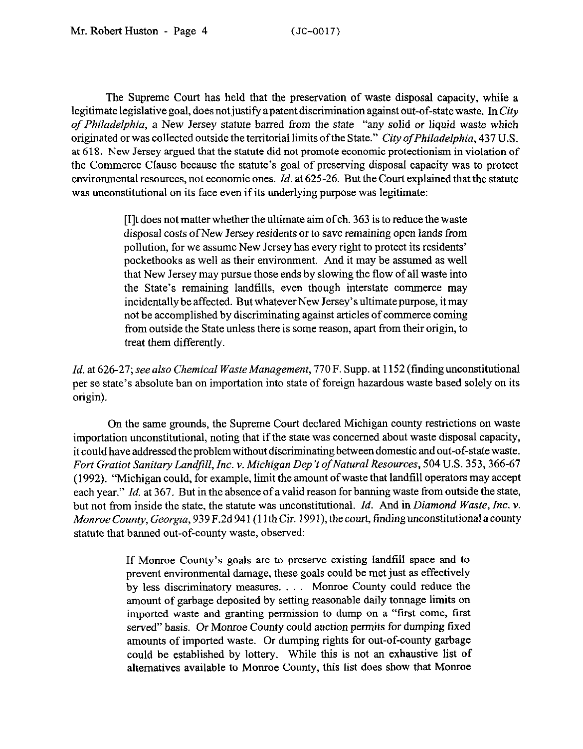The Supreme Court has held that the preservation of waste disposal capacity, while a legitimate legislative goal, does not justify a patent discrimination against out-of-state waste. In *City of Philadelphia*, a New Jersey statute barred from the state "any solid or liquid waste which originated or was collected outside the territorial limits of the State." *City of Philadelphia*, 437 U.S. at 618. New Jersey argued that the statute did not promote economic protectionism in violation of the Commerce Clause because the statute's goal of preserving disposal capacity was to protect environmental resources, not economic ones. *Id.* at 625-26. But the Court explained that the statute was unconstitutional on its face even if its underlying purpose was legitimate:

> [I]t does not matter whether the ultimate aim of ch. 363 is to reduce the waste disposal costs of New Jersey residents or to save remaining open lands from pollution, for we assume New Jersey has every right to protect its residents' pocketbooks as well as their environment. And it may be assumed as well that New Jersey may pursue those ends by slowing the flow of all waste into the State's remaining landfills, even though interstate commerce may incidentally be affected. But whatever New Jersey's ultimate purpose, it may not be accomplished by discriminating against articles of commerce coming from outside the State unless there is some reason, apart from their origin, to treat them differently.

*Id.* at 626-27; *see also Chemical Waste Management*, 770 F. Supp. at 1152 (finding unconstitutional per se state's absolute ban on importation into state of foreign hazardous waste based solely on its origin).

On the same grounds, the Supreme Court declared Michigan county restrictions on waste importation unconstitutional, noting that if the state was concerned about waste disposal capacity, it could have addressed the problem without discriminating between domestic and out-of-state waste. *Fort Gratiot Sanitary Landfill, Inc. v. Michigan Dep't of Natural Resources*, 504 U.S. 353, 366-67 (1992). "Michigan could, for example, limit the amount of waste that landfill operators may accept each year." *Id.* at 367. But in the absence of a valid reason for banning waste from outside the state, but not from inside the state, the statute was unconstitutional. *Id.* And in *Diamond Waste, Inc. v. Monroe County, Georgia*, 939 F.2d 941 (11th Cir. 1991), the court, finding unconstitutional a county statute that banned out-of-county waste, observed:

> If Monroe County's goals are to preserve existing landfill space and to prevent environmental damage, these goals could be met just as effectively by less discriminatory measures. . . . Monroe County could reduce the amount of garbage deposited by setting reasonable daily tonnage limits on imported waste and granting permission to dump on a "first come, first served" basis. Or Monroe County could auction permits for dumping fixed amounts of imported waste. Or dumping rights for out-of-county garbage could be established by lottery. While this is not an exhaustive list of alternatives available to Monroe County, this list does show that Monroe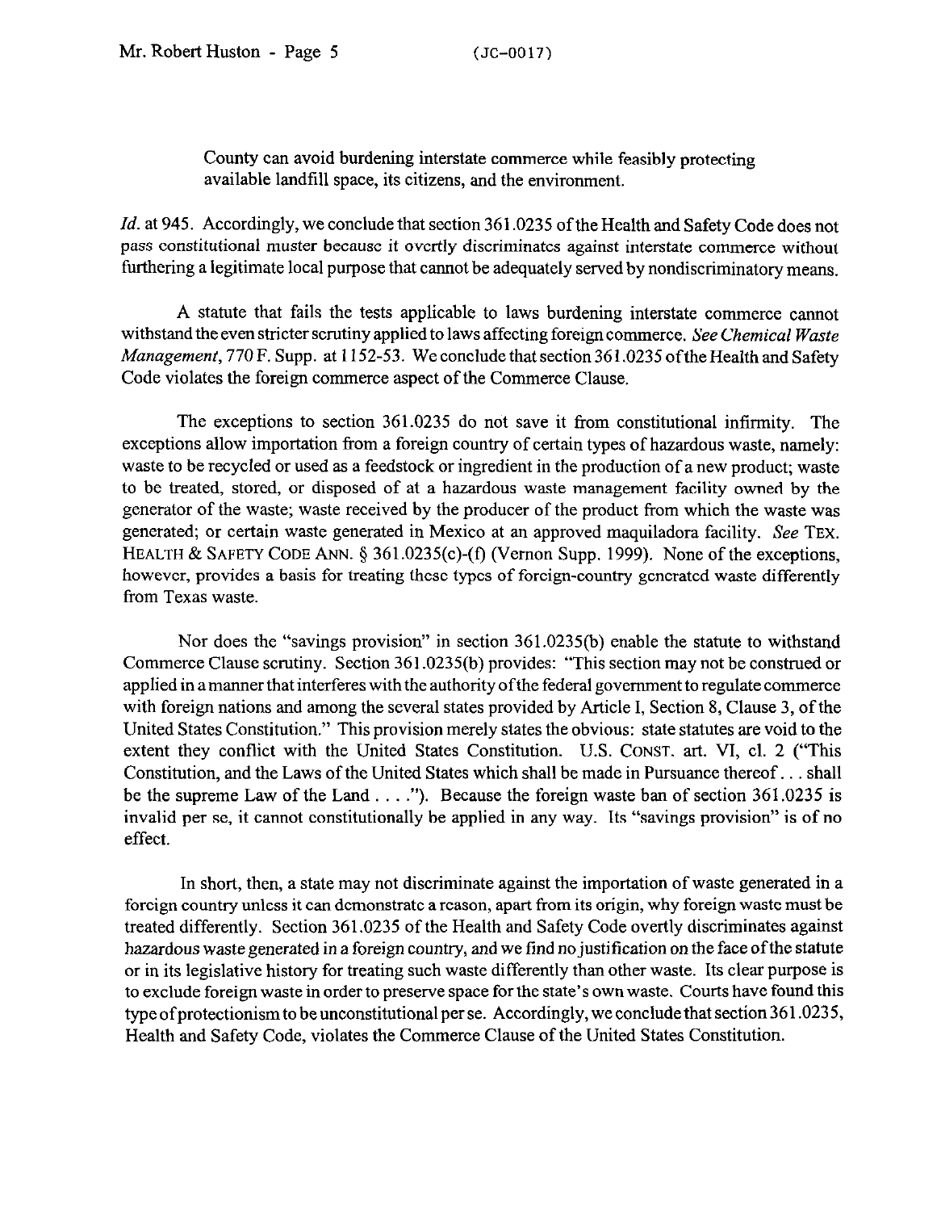> County can avoid burdening interstate commerce while feasibly protecting available landfill space, its citizens, and the environment.

*Id.* at 945. Accordingly, we conclude that section 361.0235 of the Health and Safety Code does not pass constitutional muster because it overtly discriminates against interstate commerce without furthering a legitimate local purpose that cannot be adequately served by nondiscriminatory means.

A statute that fails the tests applicable to laws burdening interstate commerce cannot withstand the even stricter scrutiny applied to laws affecting foreign commerce. *See Chemical Waste Management*, 770 F. Supp. at 1152-53. We conclude that section 361.0235 of the Health and Safety Code violates the foreign commerce aspect of the Commerce Clause.

The exceptions to section 361.0235 do not save it from constitutional infirmity. The exceptions allow importation from a foreign country of certain types of hazardous waste, namely: waste to be recycled or used as a feedstock or ingredient in the production of a new product; waste to be treated, stored, or disposed of at a hazardous waste management facility owned by the generator of the waste; waste received by the producer of the product from which the waste was generated; or certain waste generated in Mexico at an approved maquiladora facility. *See* TEX. HEALTH & SAFETY CODE ANN. § 361.0235(c)-(f) (Vernon Supp. 1999). None of the exceptions, however, provides a basis for treating these types of foreign-country generated waste differently from Texas waste.

Nor does the "savings provision" in section 361.0235(b) enable the statute to withstand Commerce Clause scrutiny. Section 361.0235(b) provides: "This section may not be construed or applied in a manner that interferes with the authority of the federal government to regulate commerce with foreign nations and among the several states provided by Article I, Section 8, Clause 3, of the United States Constitution." This provision merely states the obvious: state statutes are void to the extent they conflict with the United States Constitution. U.S. CONST. art. VI, cl. 2 ("This Constitution, and the Laws of the United States which shall be made in Pursuance thereof . . . shall be the supreme Law of the Land . . . ."). Because the foreign waste ban of section 361.0235 is invalid per se, it cannot constitutionally be applied in any way. Its "savings provision" is of no effect.

In short, then, a state may not discriminate against the importation of waste generated in a foreign country unless it can demonstrate a reason, apart from its origin, why foreign waste must be treated differently. Section 361.0235 of the Health and Safety Code overtly discriminates against hazardous waste generated in a foreign country, and we find no justification on the face of the statute or in its legislative history for treating such waste differently than other waste. Its clear purpose is to exclude foreign waste in order to preserve space for the state's own waste. Courts have found this type of protectionism to be unconstitutional per se. Accordingly, we conclude that section 361.0235, Health and Safety Code, violates the Commerce Clause of the United States Constitution.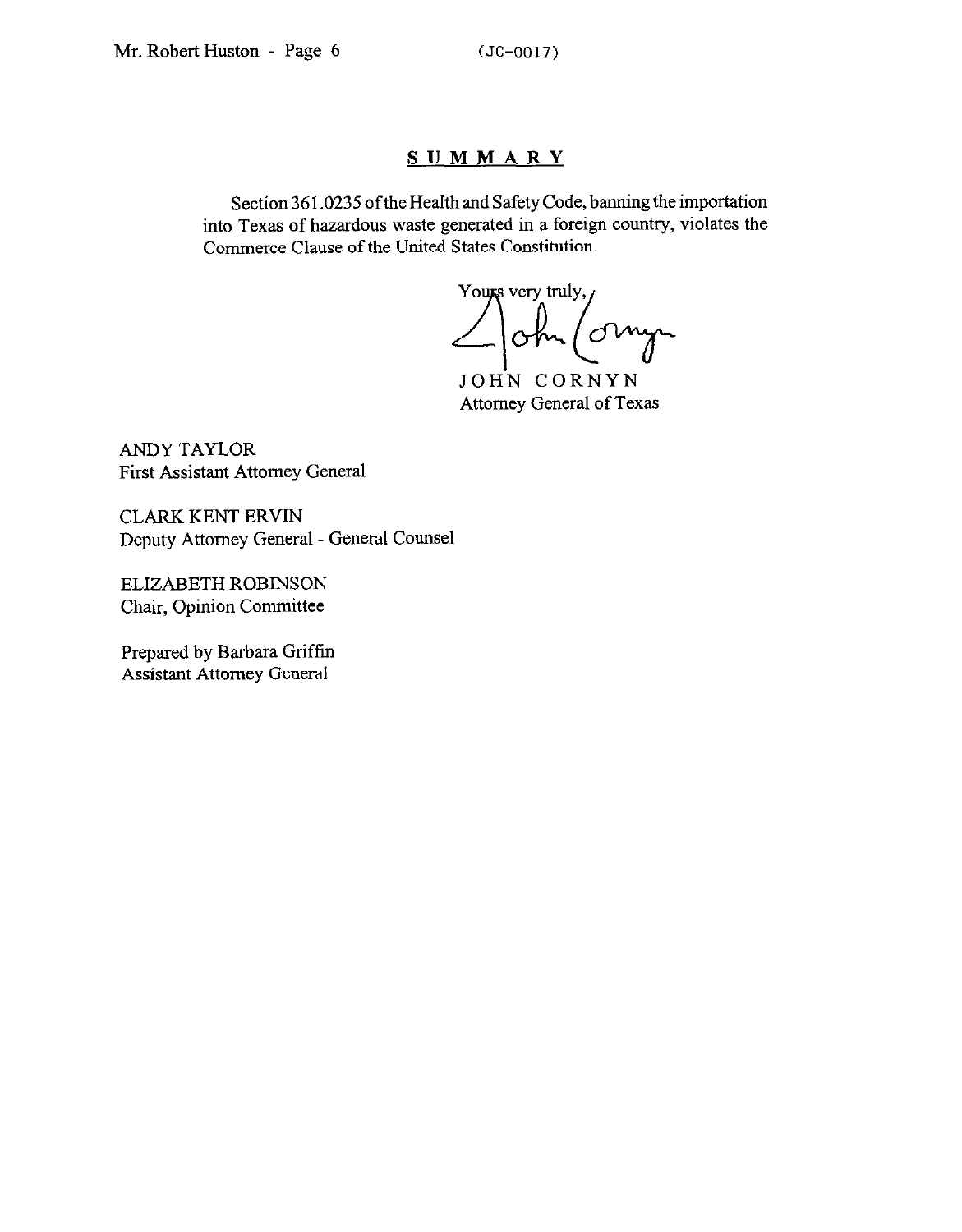## SUMMARY

Section 361.0235 of the Health and Safety Code, banning the importation into Texas of hazardous waste generated in a foreign country, violates the Commerce Clause of the United States Constitution.

Yours very truly,

JOHN CORNYN
Attorney General of Texas

ANDY TAYLOR
First Assistant Attorney General

CLARK KENT ERVIN
Deputy Attorney General - General Counsel

ELIZABETH ROBINSON
Chair, Opinion Committee

Prepared by Barbara Griffin
Assistant Attorney General